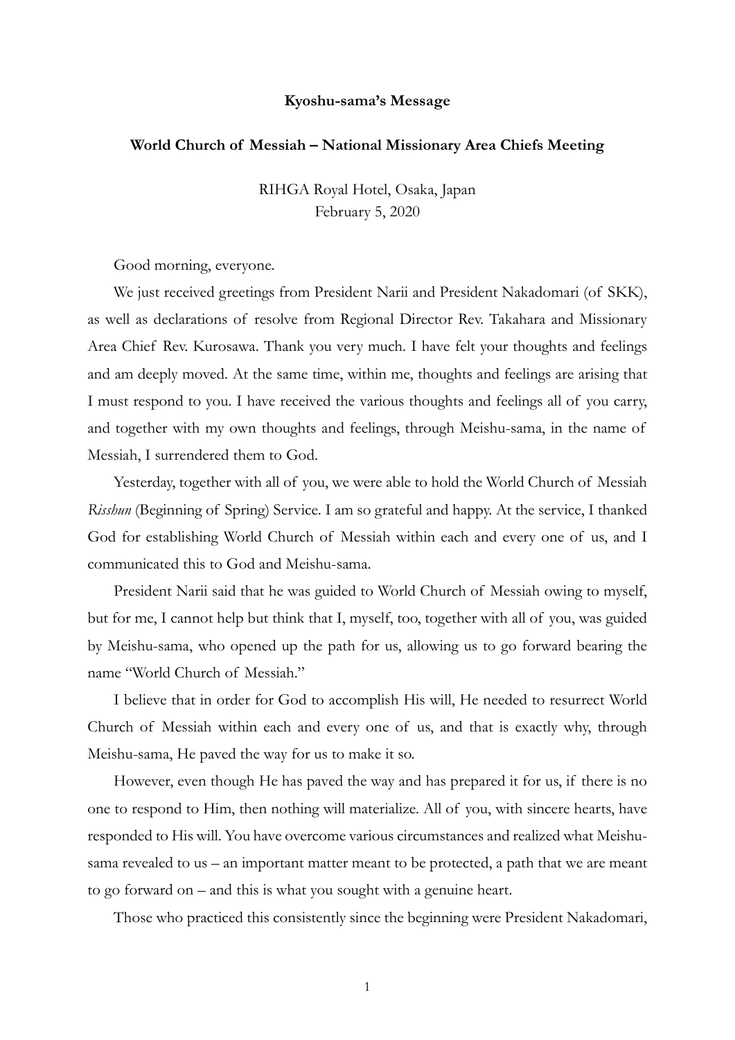**Kyoshu-sama's Message**

**World Church of Messiah – National Missionary Area Chiefs Meeting**

RIHGA Royal Hotel, Osaka, Japan
February 5, 2020

Good morning, everyone.

We just received greetings from President Narii and President Nakadomari (of SKK), as well as declarations of resolve from Regional Director Rev. Takahara and Missionary Area Chief Rev. Kurosawa. Thank you very much. I have felt your thoughts and feelings and am deeply moved. At the same time, within me, thoughts and feelings are arising that I must respond to you. I have received the various thoughts and feelings all of you carry, and together with my own thoughts and feelings, through Meishu-sama, in the name of Messiah, I surrendered them to God.

Yesterday, together with all of you, we were able to hold the World Church of Messiah *Risshun* (Beginning of Spring) Service. I am so grateful and happy. At the service, I thanked God for establishing World Church of Messiah within each and every one of us, and I communicated this to God and Meishu-sama.

President Narii said that he was guided to World Church of Messiah owing to myself, but for me, I cannot help but think that I, myself, too, together with all of you, was guided by Meishu-sama, who opened up the path for us, allowing us to go forward bearing the name "World Church of Messiah."

I believe that in order for God to accomplish His will, He needed to resurrect World Church of Messiah within each and every one of us, and that is exactly why, through Meishu-sama, He paved the way for us to make it so.

However, even though He has paved the way and has prepared it for us, if there is no one to respond to Him, then nothing will materialize. All of you, with sincere hearts, have responded to His will. You have overcome various circumstances and realized what Meishu-sama revealed to us – an important matter meant to be protected, a path that we are meant to go forward on – and this is what you sought with a genuine heart.

Those who practiced this consistently since the beginning were President Nakadomari,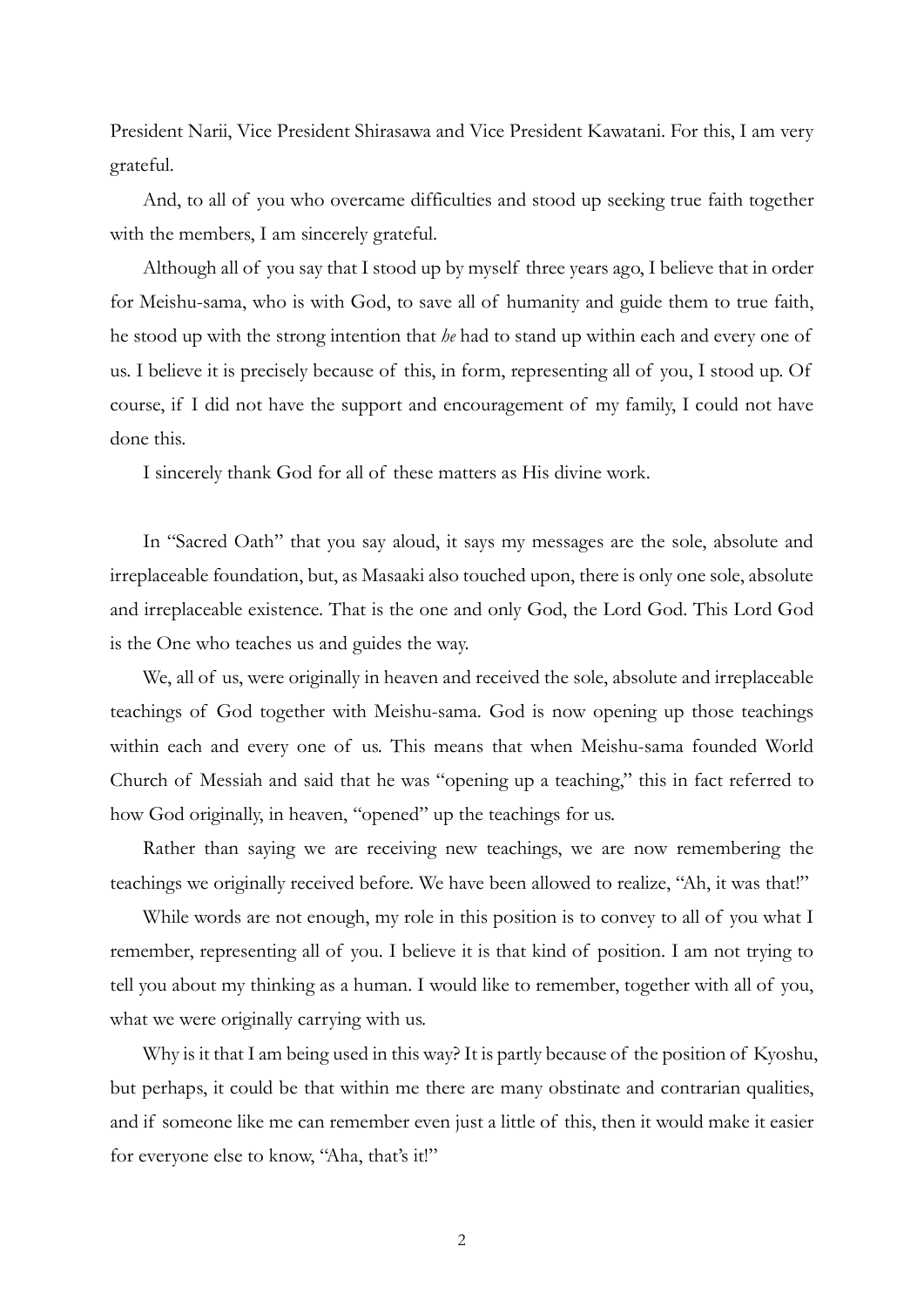President Narii, Vice President Shirasawa and Vice President Kawatani. For this, I am very grateful.

And, to all of you who overcame difficulties and stood up seeking true faith together with the members, I am sincerely grateful.

Although all of you say that I stood up by myself three years ago, I believe that in order for Meishu-sama, who is with God, to save all of humanity and guide them to true faith, he stood up with the strong intention that *he* had to stand up within each and every one of us. I believe it is precisely because of this, in form, representing all of you, I stood up. Of course, if I did not have the support and encouragement of my family, I could not have done this.

I sincerely thank God for all of these matters as His divine work.

In "Sacred Oath" that you say aloud, it says my messages are the sole, absolute and irreplaceable foundation, but, as Masaaki also touched upon, there is only one sole, absolute and irreplaceable existence. That is the one and only God, the Lord God. This Lord God is the One who teaches us and guides the way.

We, all of us, were originally in heaven and received the sole, absolute and irreplaceable teachings of God together with Meishu-sama. God is now opening up those teachings within each and every one of us. This means that when Meishu-sama founded World Church of Messiah and said that he was "opening up a teaching," this in fact referred to how God originally, in heaven, "opened" up the teachings for us.

Rather than saying we are receiving new teachings, we are now remembering the teachings we originally received before. We have been allowed to realize, "Ah, it was that!"

While words are not enough, my role in this position is to convey to all of you what I remember, representing all of you. I believe it is that kind of position. I am not trying to tell you about my thinking as a human. I would like to remember, together with all of you, what we were originally carrying with us.

Why is it that I am being used in this way? It is partly because of the position of Kyoshu, but perhaps, it could be that within me there are many obstinate and contrarian qualities, and if someone like me can remember even just a little of this, then it would make it easier for everyone else to know, "Aha, that's it!"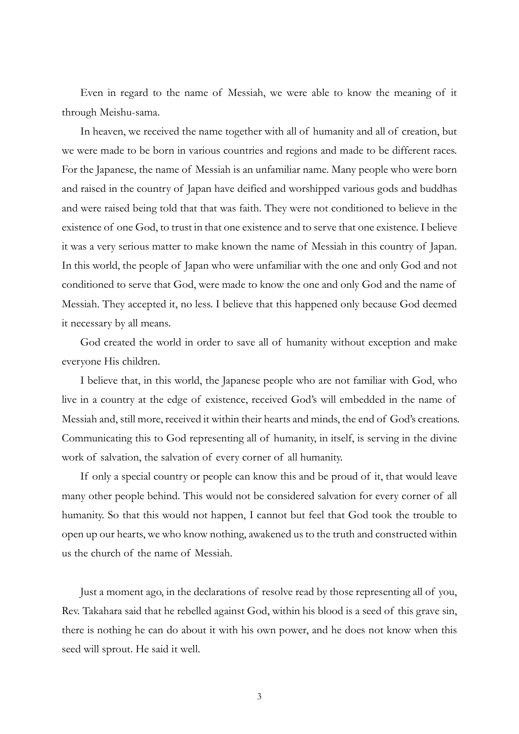Even in regard to the name of Messiah, we were able to know the meaning of it through Meishu-sama.

In heaven, we received the name together with all of humanity and all of creation, but we were made to be born in various countries and regions and made to be different races. For the Japanese, the name of Messiah is an unfamiliar name. Many people who were born and raised in the country of Japan have deified and worshipped various gods and buddhas and were raised being told that that was faith. They were not conditioned to believe in the existence of one God, to trust in that one existence and to serve that one existence. I believe it was a very serious matter to make known the name of Messiah in this country of Japan. In this world, the people of Japan who were unfamiliar with the one and only God and not conditioned to serve that God, were made to know the one and only God and the name of Messiah. They accepted it, no less. I believe that this happened only because God deemed it necessary by all means.

God created the world in order to save all of humanity without exception and make everyone His children.

I believe that, in this world, the Japanese people who are not familiar with God, who live in a country at the edge of existence, received God's will embedded in the name of Messiah and, still more, received it within their hearts and minds, the end of God's creations. Communicating this to God representing all of humanity, in itself, is serving in the divine work of salvation, the salvation of every corner of all humanity.

If only a special country or people can know this and be proud of it, that would leave many other people behind. This would not be considered salvation for every corner of all humanity. So that this would not happen, I cannot but feel that God took the trouble to open up our hearts, we who know nothing, awakened us to the truth and constructed within us the church of the name of Messiah.

Just a moment ago, in the declarations of resolve read by those representing all of you, Rev. Takahara said that he rebelled against God, within his blood is a seed of this grave sin, there is nothing he can do about it with his own power, and he does not know when this seed will sprout. He said it well.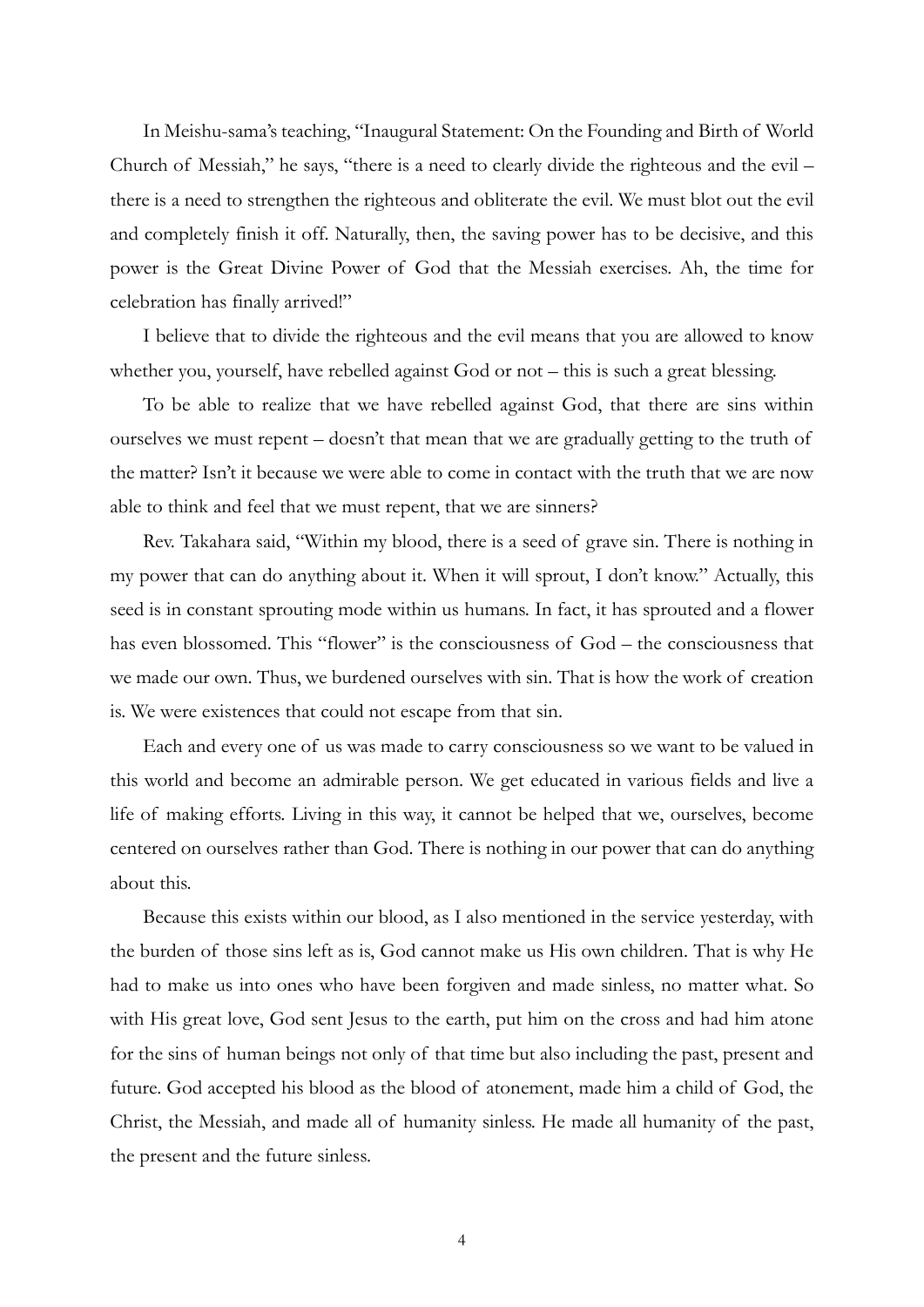In Meishu-sama's teaching, "Inaugural Statement: On the Founding and Birth of World Church of Messiah," he says, "there is a need to clearly divide the righteous and the evil – there is a need to strengthen the righteous and obliterate the evil. We must blot out the evil and completely finish it off. Naturally, then, the saving power has to be decisive, and this power is the Great Divine Power of God that the Messiah exercises. Ah, the time for celebration has finally arrived!"

I believe that to divide the righteous and the evil means that you are allowed to know whether you, yourself, have rebelled against God or not – this is such a great blessing.

To be able to realize that we have rebelled against God, that there are sins within ourselves we must repent – doesn't that mean that we are gradually getting to the truth of the matter? Isn't it because we were able to come in contact with the truth that we are now able to think and feel that we must repent, that we are sinners?

Rev. Takahara said, "Within my blood, there is a seed of grave sin. There is nothing in my power that can do anything about it. When it will sprout, I don't know." Actually, this seed is in constant sprouting mode within us humans. In fact, it has sprouted and a flower has even blossomed. This "flower" is the consciousness of God – the consciousness that we made our own. Thus, we burdened ourselves with sin. That is how the work of creation is. We were existences that could not escape from that sin.

Each and every one of us was made to carry consciousness so we want to be valued in this world and become an admirable person. We get educated in various fields and live a life of making efforts. Living in this way, it cannot be helped that we, ourselves, become centered on ourselves rather than God. There is nothing in our power that can do anything about this.

Because this exists within our blood, as I also mentioned in the service yesterday, with the burden of those sins left as is, God cannot make us His own children. That is why He had to make us into ones who have been forgiven and made sinless, no matter what. So with His great love, God sent Jesus to the earth, put him on the cross and had him atone for the sins of human beings not only of that time but also including the past, present and future. God accepted his blood as the blood of atonement, made him a child of God, the Christ, the Messiah, and made all of humanity sinless. He made all humanity of the past, the present and the future sinless.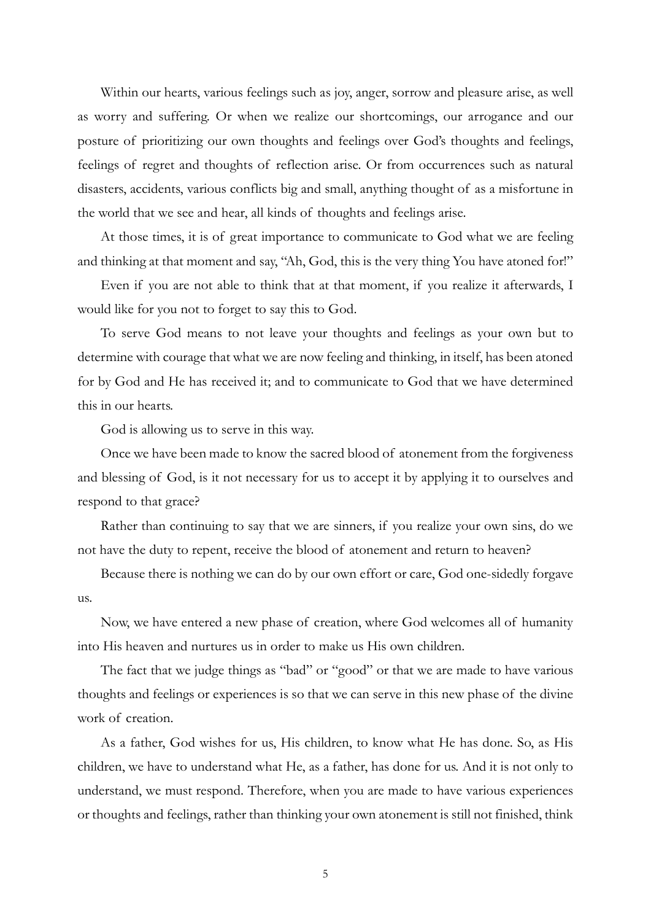Within our hearts, various feelings such as joy, anger, sorrow and pleasure arise, as well as worry and suffering. Or when we realize our shortcomings, our arrogance and our posture of prioritizing our own thoughts and feelings over God's thoughts and feelings, feelings of regret and thoughts of reflection arise. Or from occurrences such as natural disasters, accidents, various conflicts big and small, anything thought of as a misfortune in the world that we see and hear, all kinds of thoughts and feelings arise.

At those times, it is of great importance to communicate to God what we are feeling and thinking at that moment and say, "Ah, God, this is the very thing You have atoned for!"

Even if you are not able to think that at that moment, if you realize it afterwards, I would like for you not to forget to say this to God.

To serve God means to not leave your thoughts and feelings as your own but to determine with courage that what we are now feeling and thinking, in itself, has been atoned for by God and He has received it; and to communicate to God that we have determined this in our hearts.

God is allowing us to serve in this way.

Once we have been made to know the sacred blood of atonement from the forgiveness and blessing of God, is it not necessary for us to accept it by applying it to ourselves and respond to that grace?

Rather than continuing to say that we are sinners, if you realize your own sins, do we not have the duty to repent, receive the blood of atonement and return to heaven?

Because there is nothing we can do by our own effort or care, God one-sidedly forgave us.

Now, we have entered a new phase of creation, where God welcomes all of humanity into His heaven and nurtures us in order to make us His own children.

The fact that we judge things as "bad" or "good" or that we are made to have various thoughts and feelings or experiences is so that we can serve in this new phase of the divine work of creation.

As a father, God wishes for us, His children, to know what He has done. So, as His children, we have to understand what He, as a father, has done for us. And it is not only to understand, we must respond. Therefore, when you are made to have various experiences or thoughts and feelings, rather than thinking your own atonement is still not finished, think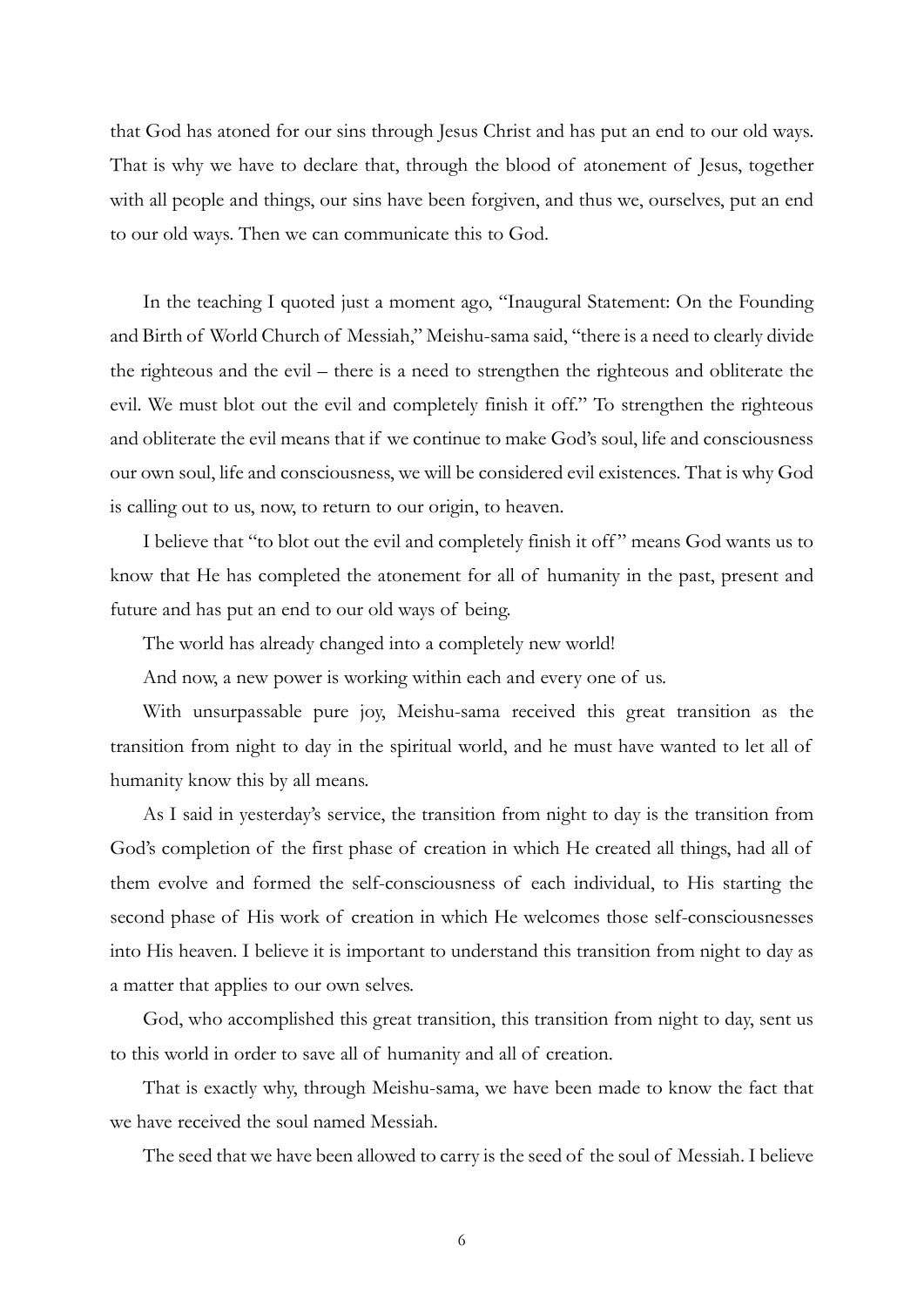that God has atoned for our sins through Jesus Christ and has put an end to our old ways. That is why we have to declare that, through the blood of atonement of Jesus, together with all people and things, our sins have been forgiven, and thus we, ourselves, put an end to our old ways. Then we can communicate this to God.

In the teaching I quoted just a moment ago, "Inaugural Statement: On the Founding and Birth of World Church of Messiah," Meishu-sama said, "there is a need to clearly divide the righteous and the evil – there is a need to strengthen the righteous and obliterate the evil. We must blot out the evil and completely finish it off." To strengthen the righteous and obliterate the evil means that if we continue to make God's soul, life and consciousness our own soul, life and consciousness, we will be considered evil existences. That is why God is calling out to us, now, to return to our origin, to heaven.

I believe that "to blot out the evil and completely finish it off" means God wants us to know that He has completed the atonement for all of humanity in the past, present and future and has put an end to our old ways of being.

The world has already changed into a completely new world!

And now, a new power is working within each and every one of us.

With unsurpassable pure joy, Meishu-sama received this great transition as the transition from night to day in the spiritual world, and he must have wanted to let all of humanity know this by all means.

As I said in yesterday's service, the transition from night to day is the transition from God's completion of the first phase of creation in which He created all things, had all of them evolve and formed the self-consciousness of each individual, to His starting the second phase of His work of creation in which He welcomes those self-consciousnesses into His heaven. I believe it is important to understand this transition from night to day as a matter that applies to our own selves.

God, who accomplished this great transition, this transition from night to day, sent us to this world in order to save all of humanity and all of creation.

That is exactly why, through Meishu-sama, we have been made to know the fact that we have received the soul named Messiah.

The seed that we have been allowed to carry is the seed of the soul of Messiah. I believe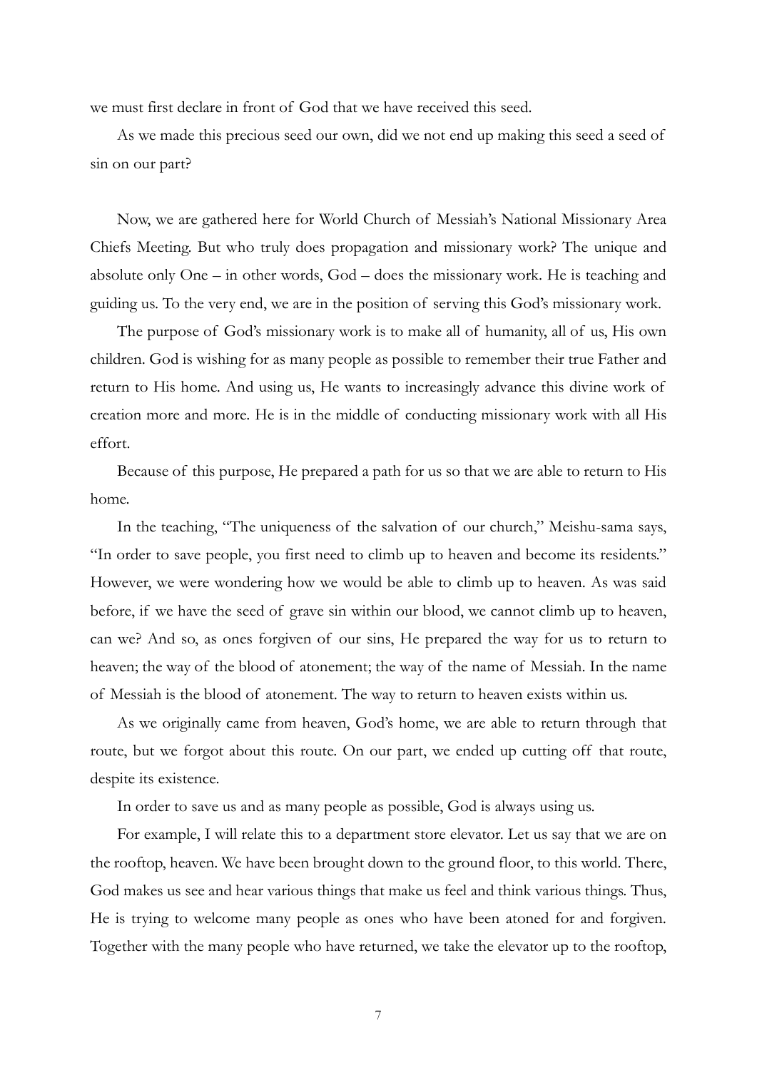we must first declare in front of God that we have received this seed.

As we made this precious seed our own, did we not end up making this seed a seed of sin on our part?

Now, we are gathered here for World Church of Messiah's National Missionary Area Chiefs Meeting. But who truly does propagation and missionary work? The unique and absolute only One – in other words, God – does the missionary work. He is teaching and guiding us. To the very end, we are in the position of serving this God's missionary work.

The purpose of God's missionary work is to make all of humanity, all of us, His own children. God is wishing for as many people as possible to remember their true Father and return to His home. And using us, He wants to increasingly advance this divine work of creation more and more. He is in the middle of conducting missionary work with all His effort.

Because of this purpose, He prepared a path for us so that we are able to return to His home.

In the teaching, "The uniqueness of the salvation of our church," Meishu-sama says, "In order to save people, you first need to climb up to heaven and become its residents." However, we were wondering how we would be able to climb up to heaven. As was said before, if we have the seed of grave sin within our blood, we cannot climb up to heaven, can we? And so, as ones forgiven of our sins, He prepared the way for us to return to heaven; the way of the blood of atonement; the way of the name of Messiah. In the name of Messiah is the blood of atonement. The way to return to heaven exists within us.

As we originally came from heaven, God's home, we are able to return through that route, but we forgot about this route. On our part, we ended up cutting off that route, despite its existence.

In order to save us and as many people as possible, God is always using us.

For example, I will relate this to a department store elevator. Let us say that we are on the rooftop, heaven. We have been brought down to the ground floor, to this world. There, God makes us see and hear various things that make us feel and think various things. Thus, He is trying to welcome many people as ones who have been atoned for and forgiven. Together with the many people who have returned, we take the elevator up to the rooftop,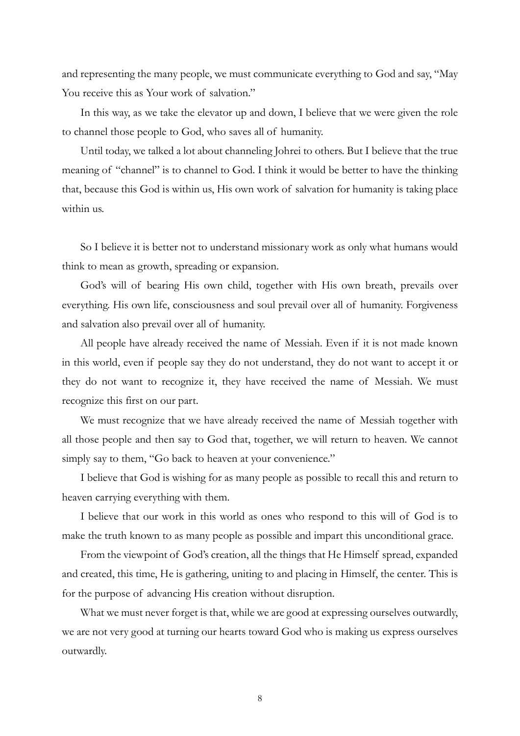and representing the many people, we must communicate everything to God and say, "May You receive this as Your work of salvation."

In this way, as we take the elevator up and down, I believe that we were given the role to channel those people to God, who saves all of humanity.

Until today, we talked a lot about channeling Johrei to others. But I believe that the true meaning of "channel" is to channel to God. I think it would be better to have the thinking that, because this God is within us, His own work of salvation for humanity is taking place within us.

So I believe it is better not to understand missionary work as only what humans would think to mean as growth, spreading or expansion.

God's will of bearing His own child, together with His own breath, prevails over everything. His own life, consciousness and soul prevail over all of humanity. Forgiveness and salvation also prevail over all of humanity.

All people have already received the name of Messiah. Even if it is not made known in this world, even if people say they do not understand, they do not want to accept it or they do not want to recognize it, they have received the name of Messiah. We must recognize this first on our part.

We must recognize that we have already received the name of Messiah together with all those people and then say to God that, together, we will return to heaven. We cannot simply say to them, "Go back to heaven at your convenience."

I believe that God is wishing for as many people as possible to recall this and return to heaven carrying everything with them.

I believe that our work in this world as ones who respond to this will of God is to make the truth known to as many people as possible and impart this unconditional grace.

From the viewpoint of God's creation, all the things that He Himself spread, expanded and created, this time, He is gathering, uniting to and placing in Himself, the center. This is for the purpose of advancing His creation without disruption.

What we must never forget is that, while we are good at expressing ourselves outwardly, we are not very good at turning our hearts toward God who is making us express ourselves outwardly.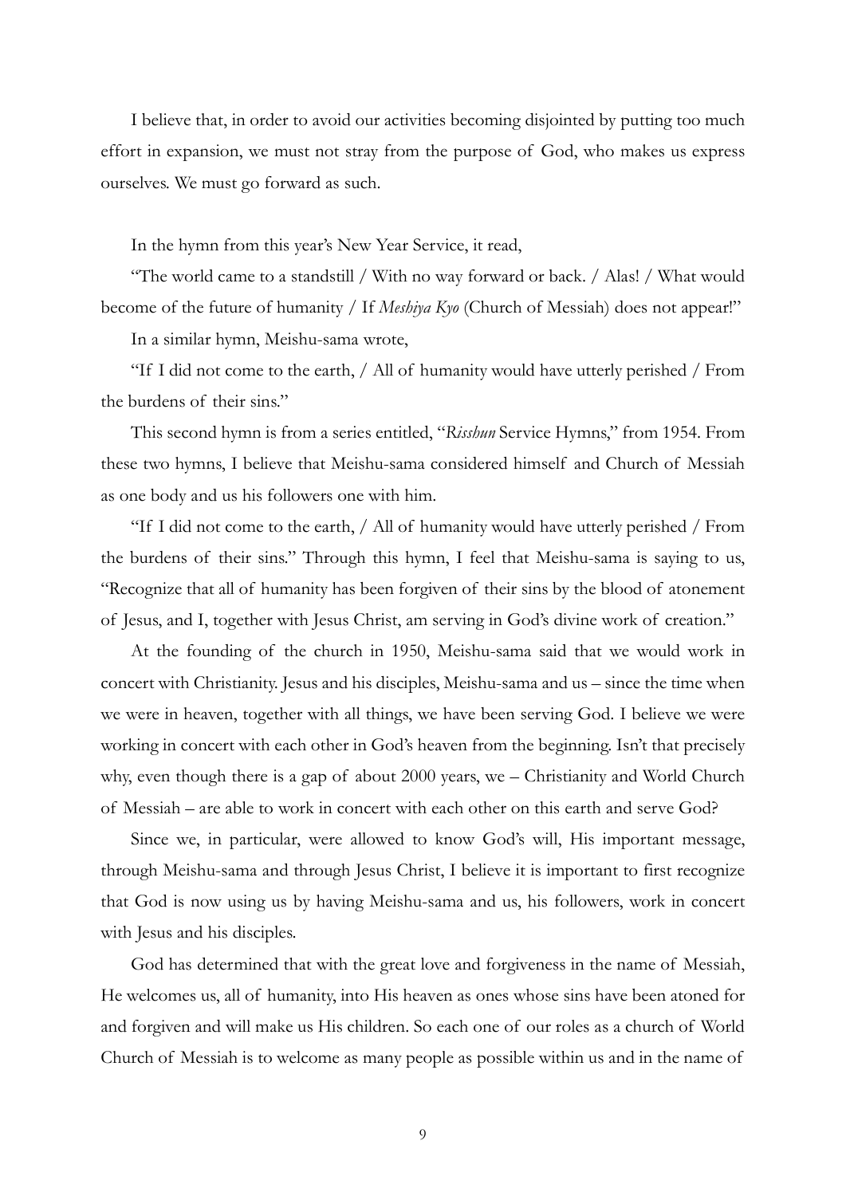I believe that, in order to avoid our activities becoming disjointed by putting too much effort in expansion, we must not stray from the purpose of God, who makes us express ourselves. We must go forward as such.

In the hymn from this year's New Year Service, it read,

"The world came to a standstill / With no way forward or back. / Alas! / What would become of the future of humanity / If *Meshiya Kyo* (Church of Messiah) does not appear!"

In a similar hymn, Meishu-sama wrote,

"If I did not come to the earth, / All of humanity would have utterly perished / From the burdens of their sins."

This second hymn is from a series entitled, "*Risshun* Service Hymns," from 1954. From these two hymns, I believe that Meishu-sama considered himself and Church of Messiah as one body and us his followers one with him.

"If I did not come to the earth, / All of humanity would have utterly perished / From the burdens of their sins." Through this hymn, I feel that Meishu-sama is saying to us, "Recognize that all of humanity has been forgiven of their sins by the blood of atonement of Jesus, and I, together with Jesus Christ, am serving in God's divine work of creation."

At the founding of the church in 1950, Meishu-sama said that we would work in concert with Christianity. Jesus and his disciples, Meishu-sama and us – since the time when we were in heaven, together with all things, we have been serving God. I believe we were working in concert with each other in God's heaven from the beginning. Isn't that precisely why, even though there is a gap of about 2000 years, we – Christianity and World Church of Messiah – are able to work in concert with each other on this earth and serve God?

Since we, in particular, were allowed to know God's will, His important message, through Meishu-sama and through Jesus Christ, I believe it is important to first recognize that God is now using us by having Meishu-sama and us, his followers, work in concert with Jesus and his disciples.

God has determined that with the great love and forgiveness in the name of Messiah, He welcomes us, all of humanity, into His heaven as ones whose sins have been atoned for and forgiven and will make us His children. So each one of our roles as a church of World Church of Messiah is to welcome as many people as possible within us and in the name of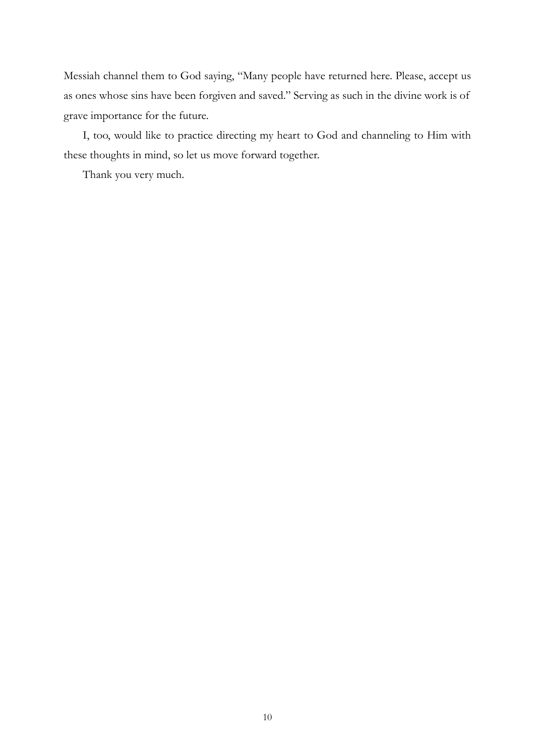Messiah channel them to God saying, "Many people have returned here. Please, accept us as ones whose sins have been forgiven and saved." Serving as such in the divine work is of grave importance for the future.

I, too, would like to practice directing my heart to God and channeling to Him with these thoughts in mind, so let us move forward together.

Thank you very much.